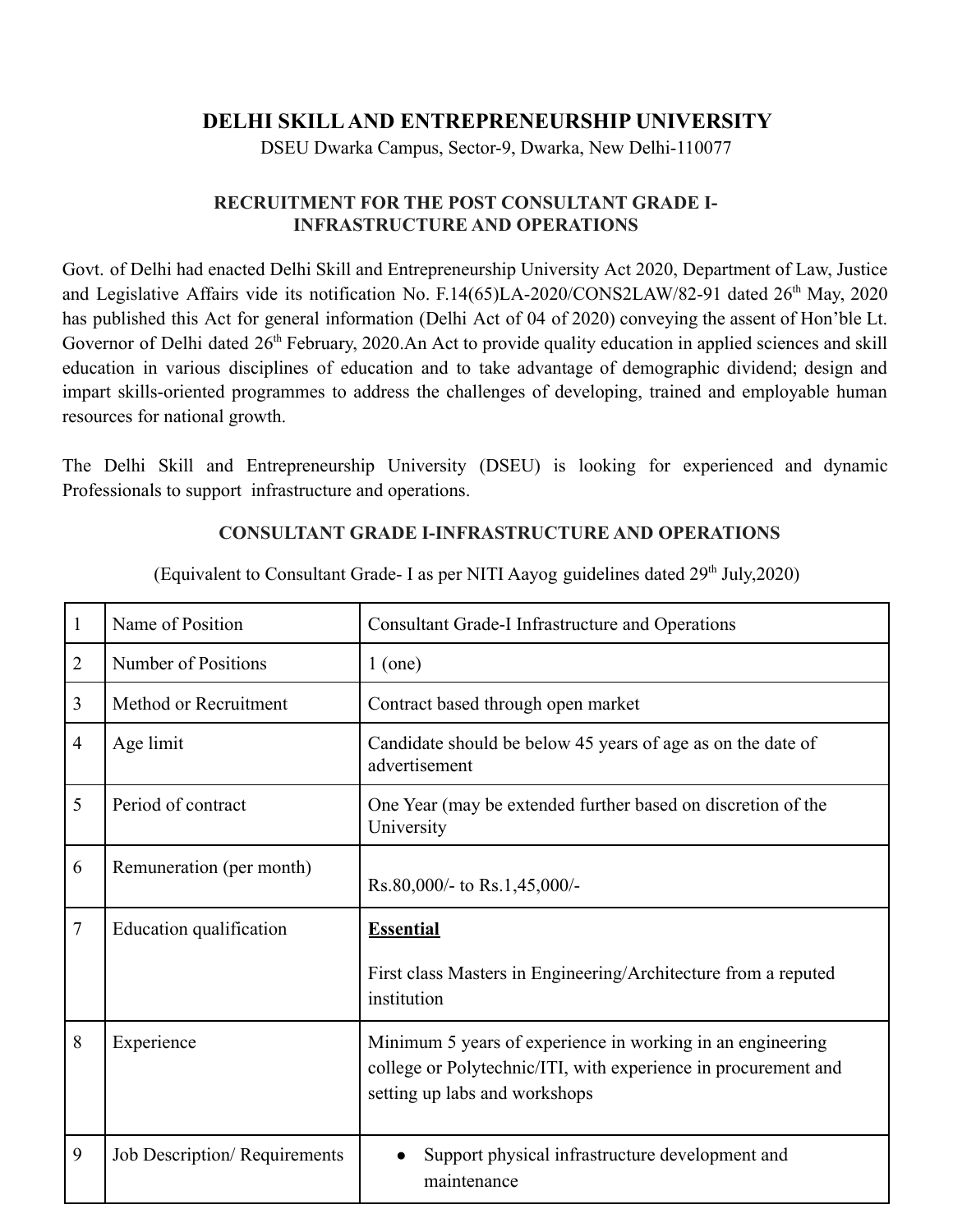# DELHI SKILL AND ENTREPRENEURSHIP UNIVERSITY

DSEU Dwarka Campus, Sector-9, Dwarka, New Delhi-110077

## RECRUITMENT FOR THE POST CONSULTANT GRADE I-INFRASTRUCTURE AND OPERATIONS

Govt. of Delhi had enacted Delhi Skill and Entrepreneurship University Act 2020, Department of Law, Justice and Legislative Affairs vide its notification No. F.14(65)LA-2020/CONS2LAW/82-91 dated 26th May, 2020 has published this Act for general information (Delhi Act of 04 of 2020) conveying the assent of Hon'ble Lt. Governor of Delhi dated 26th February, 2020.An Act to provide quality education in applied sciences and skill education in various disciplines of education and to take advantage of demographic dividend; design and impart skills-oriented programmes to address the challenges of developing, trained and employable human resources for national growth.

The Delhi Skill and Entrepreneurship University (DSEU) is looking for experienced and dynamic Professionals to support infrastructure and operations.

### CONSULTANT GRADE I-INFRASTRUCTURE AND OPERATIONS

(Equivalent to Consultant Grade- I as per NITI Aayog guidelines dated 29th July,2020)

| | | |
|---|---|---|
| 1 | Name of Position | Consultant Grade-I Infrastructure and Operations |
| 2 | Number of Positions | 1 (one) |
| 3 | Method or Recruitment | Contract based through open market |
| 4 | Age limit | Candidate should be below 45 years of age as on the date of advertisement |
| 5 | Period of contract | One Year (may be extended further based on discretion of the University |
| 6 | Remuneration (per month) | Rs.80,000/- to Rs.1,45,000/- |
| 7 | Education qualification | **Essential**<br><br>First class Masters in Engineering/Architecture from a reputed institution |
| 8 | Experience | Minimum 5 years of experience in working in an engineering college or Polytechnic/ITI, with experience in procurement and setting up labs and workshops |
| 9 | Job Description/ Requirements | • Support physical infrastructure development and maintenance |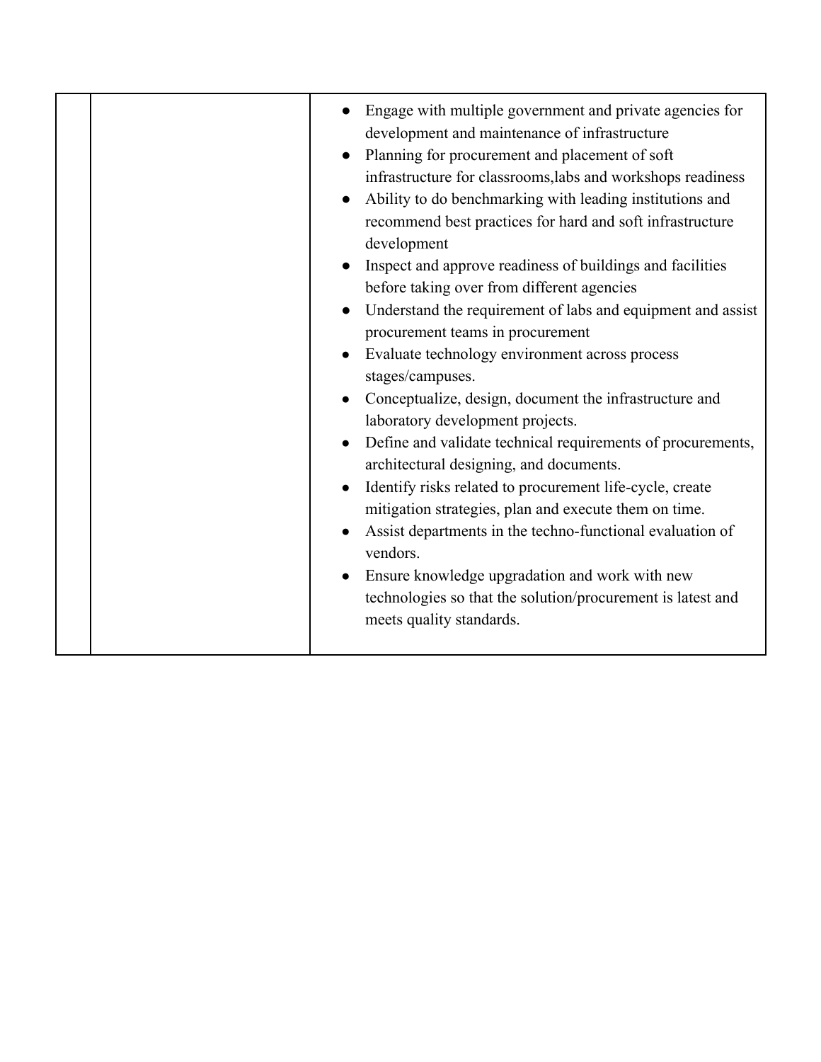| | | |
|---|---|---|
| | | • Engage with multiple government and private agencies for development and maintenance of infrastructure<br>• Planning for procurement and placement of soft infrastructure for classrooms,labs and workshops readiness<br>• Ability to do benchmarking with leading institutions and recommend best practices for hard and soft infrastructure development<br>• Inspect and approve readiness of buildings and facilities before taking over from different agencies<br>• Understand the requirement of labs and equipment and assist procurement teams in procurement<br>• Evaluate technology environment across process stages/campuses.<br>• Conceptualize, design, document the infrastructure and laboratory development projects.<br>• Define and validate technical requirements of procurements, architectural designing, and documents.<br>• Identify risks related to procurement life-cycle, create mitigation strategies, plan and execute them on time.<br>• Assist departments in the techno-functional evaluation of vendors.<br>• Ensure knowledge upgradation and work with new technologies so that the solution/procurement is latest and meets quality standards. |